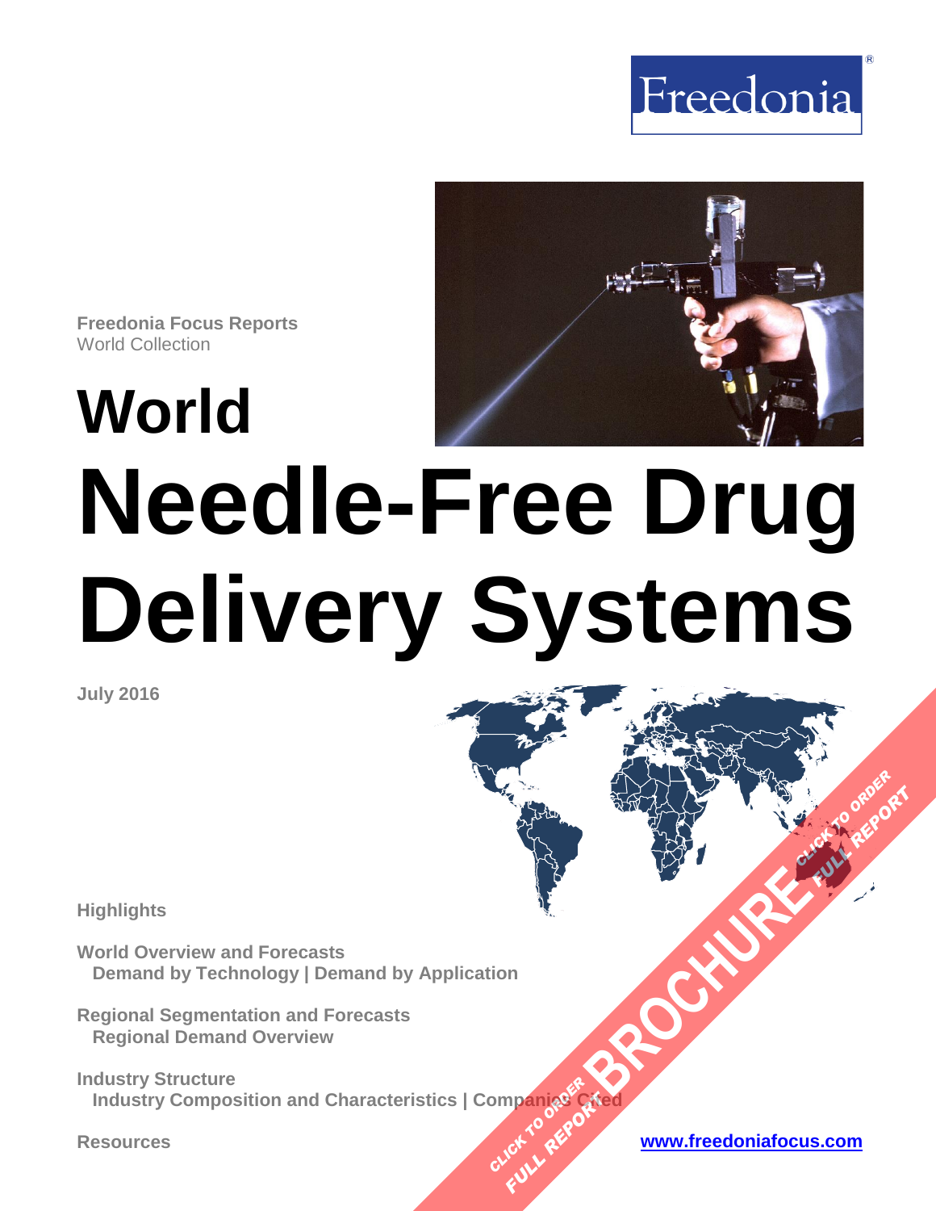Freedonia

**Freedonia Focus Reports**
World Collection

# World Needle-Free Drug Delivery Systems

**July 2016**

**Highlights**

**World Overview and Forecasts**
**Demand by Technology | Demand by Application**

**Regional Segmentation and Forecasts**
**Regional Demand Overview**

**Industry Structure**
**Industry Composition and Characteristics | Companies Cited**

**Resources**

[www.freedoniafocus.com](http://www.freedoniafocus.com)

CLICK TO ORDER FULL REPORT BROCHURE CLICK TO ORDER FULL REPORT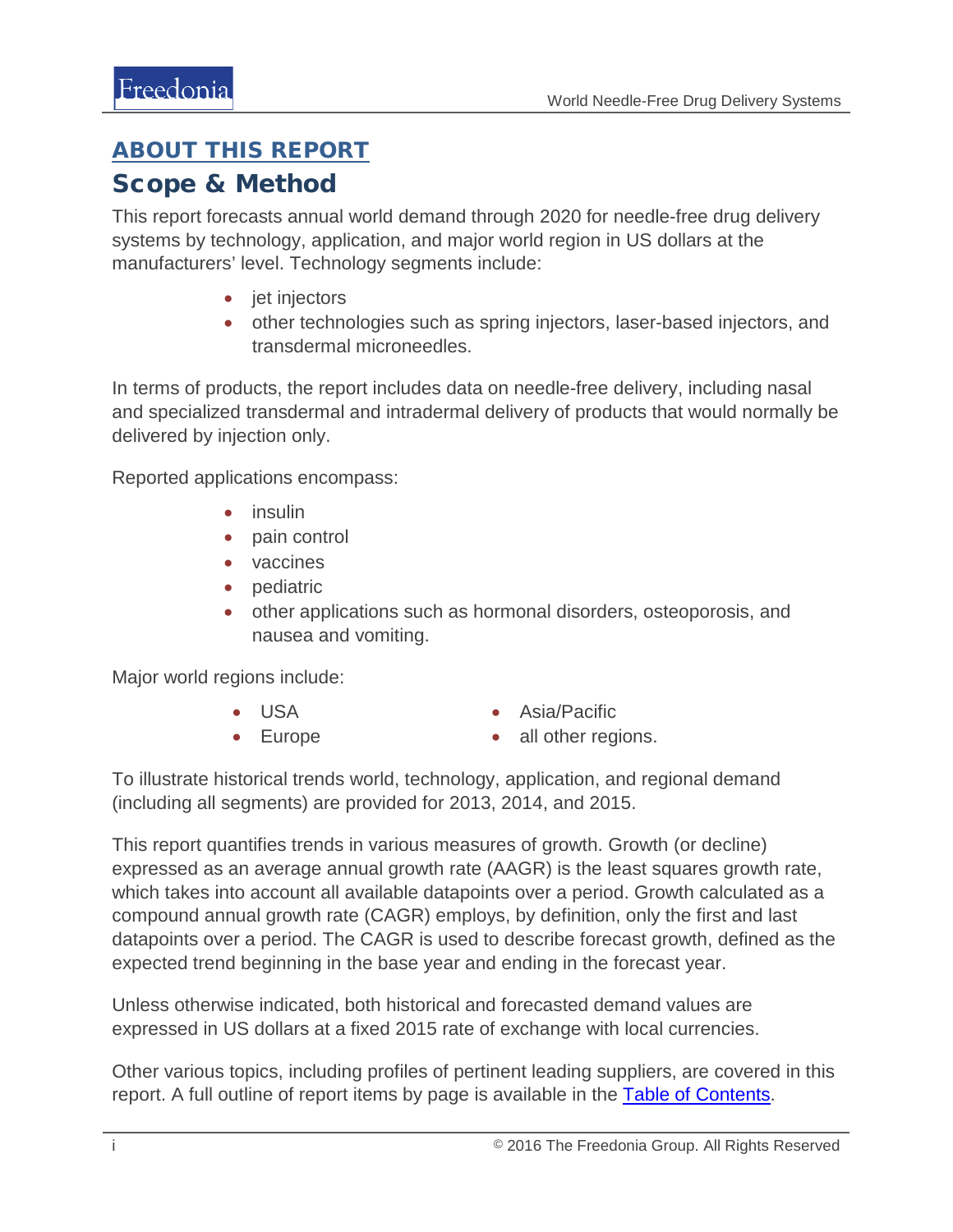## ABOUT THIS REPORT

# Scope & Method

This report forecasts annual world demand through 2020 for needle-free drug delivery systems by technology, application, and major world region in US dollars at the manufacturers' level. Technology segments include:

- jet injectors
- other technologies such as spring injectors, laser-based injectors, and transdermal microneedles.

In terms of products, the report includes data on needle-free delivery, including nasal and specialized transdermal and intradermal delivery of products that would normally be delivered by injection only.

Reported applications encompass:

- insulin
- pain control
- vaccines
- pediatric
- other applications such as hormonal disorders, osteoporosis, and nausea and vomiting.

Major world regions include:

- USA
- Europe
- Asia/Pacific
- all other regions.

To illustrate historical trends world, technology, application, and regional demand (including all segments) are provided for 2013, 2014, and 2015.

This report quantifies trends in various measures of growth. Growth (or decline) expressed as an average annual growth rate (AAGR) is the least squares growth rate, which takes into account all available datapoints over a period. Growth calculated as a compound annual growth rate (CAGR) employs, by definition, only the first and last datapoints over a period. The CAGR is used to describe forecast growth, defined as the expected trend beginning in the base year and ending in the forecast year.

Unless otherwise indicated, both historical and forecasted demand values are expressed in US dollars at a fixed 2015 rate of exchange with local currencies.

Other various topics, including profiles of pertinent leading suppliers, are covered in this report. A full outline of report items by page is available in the Table of Contents.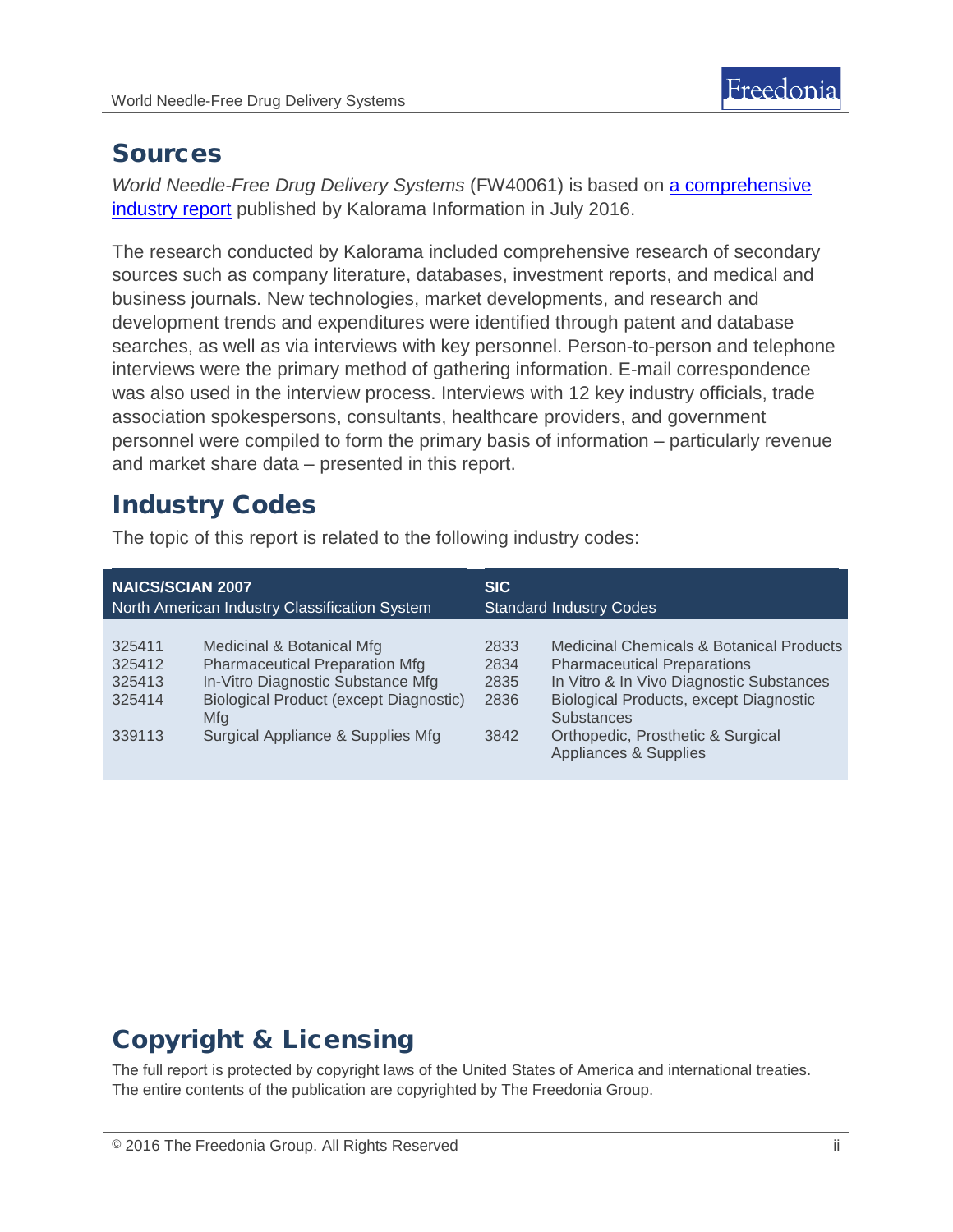## Sources

*World Needle-Free Drug Delivery Systems* (FW40061) is based on [a comprehensive industry report] published by Kalorama Information in July 2016.

The research conducted by Kalorama included comprehensive research of secondary sources such as company literature, databases, investment reports, and medical and business journals. New technologies, market developments, and research and development trends and expenditures were identified through patent and database searches, as well as via interviews with key personnel. Person-to-person and telephone interviews were the primary method of gathering information. E-mail correspondence was also used in the interview process. Interviews with 12 key industry officials, trade association spokespersons, consultants, healthcare providers, and government personnel were compiled to form the primary basis of information – particularly revenue and market share data – presented in this report.

## Industry Codes

The topic of this report is related to the following industry codes:

| **NAICS/SCIAN 2007** North American Industry Classification System | | **SIC** Standard Industry Codes | |
|---|---|---|---|
| 325411 | Medicinal & Botanical Mfg | 2833 | Medicinal Chemicals & Botanical Products |
| 325412 | Pharmaceutical Preparation Mfg | 2834 | Pharmaceutical Preparations |
| 325413 | In-Vitro Diagnostic Substance Mfg | 2835 | In Vitro & In Vivo Diagnostic Substances |
| 325414 | Biological Product (except Diagnostic) Mfg | 2836 | Biological Products, except Diagnostic Substances |
| 339113 | Surgical Appliance & Supplies Mfg | 3842 | Orthopedic, Prosthetic & Surgical Appliances & Supplies |

## Copyright & Licensing

The full report is protected by copyright laws of the United States of America and international treaties. The entire contents of the publication are copyrighted by The Freedonia Group.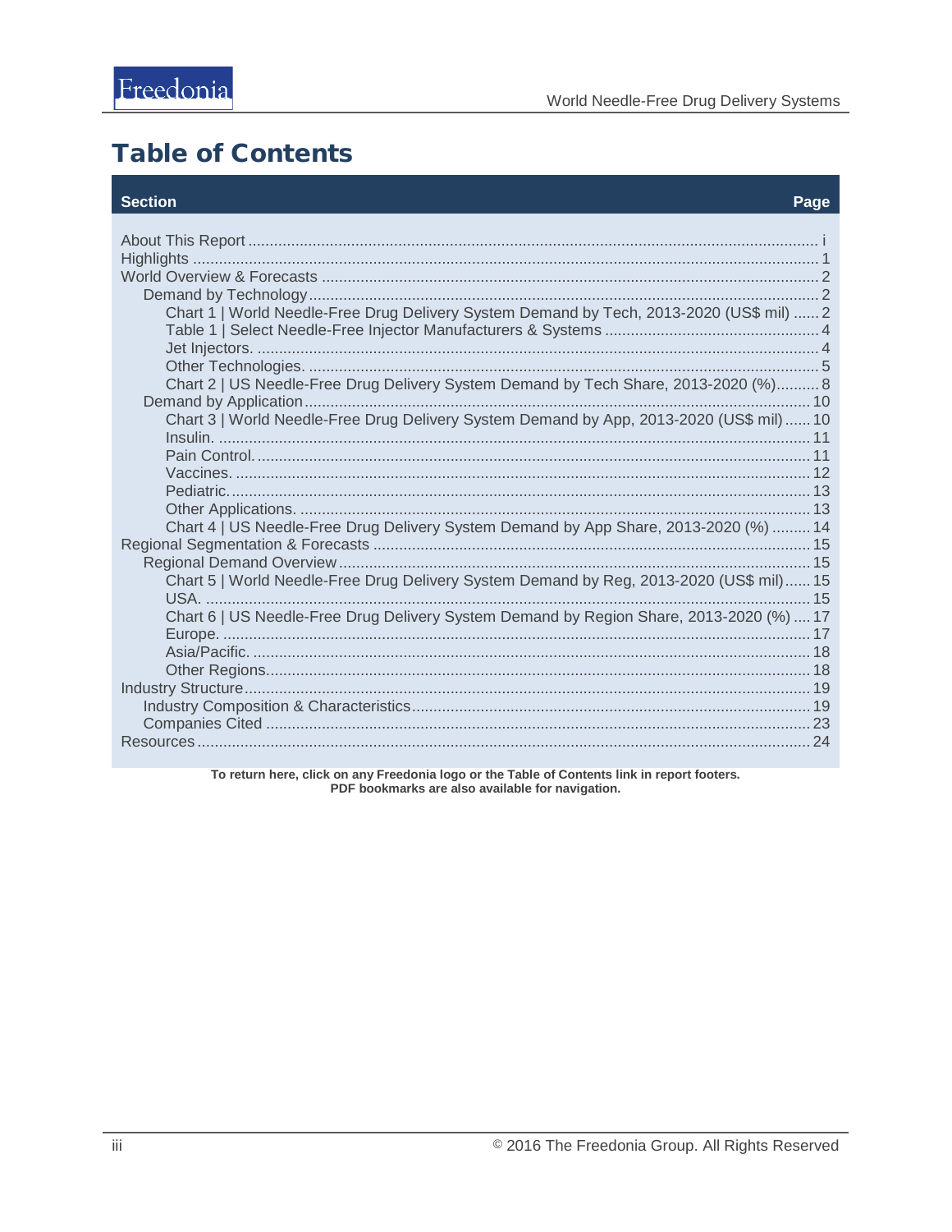# Table of Contents

| Section | Page |
|---|---|
| About This Report | i |
| Highlights | 1 |
| World Overview & Forecasts | 2 |
| Demand by Technology | 2 |
| Chart 1 \| World Needle-Free Drug Delivery System Demand by Tech, 2013-2020 (US$ mil) | 2 |
| Table 1 \| Select Needle-Free Injector Manufacturers & Systems | 4 |
| Jet Injectors. | 4 |
| Other Technologies. | 5 |
| Chart 2 \| US Needle-Free Drug Delivery System Demand by Tech Share, 2013-2020 (%) | 8 |
| Demand by Application | 10 |
| Chart 3 \| World Needle-Free Drug Delivery System Demand by App, 2013-2020 (US$ mil) | 10 |
| Insulin. | 11 |
| Pain Control. | 11 |
| Vaccines. | 12 |
| Pediatric. | 13 |
| Other Applications. | 13 |
| Chart 4 \| US Needle-Free Drug Delivery System Demand by App Share, 2013-2020 (%) | 14 |
| Regional Segmentation & Forecasts | 15 |
| Regional Demand Overview | 15 |
| Chart 5 \| World Needle-Free Drug Delivery System Demand by Reg, 2013-2020 (US$ mil) | 15 |
| USA. | 15 |
| Chart 6 \| US Needle-Free Drug Delivery System Demand by Region Share, 2013-2020 (%) | 17 |
| Europe. | 17 |
| Asia/Pacific. | 18 |
| Other Regions. | 18 |
| Industry Structure | 19 |
| Industry Composition & Characteristics | 19 |
| Companies Cited | 23 |
| Resources | 24 |

**To return here, click on any Freedonia logo or the Table of Contents link in report footers.**
**PDF bookmarks are also available for navigation.**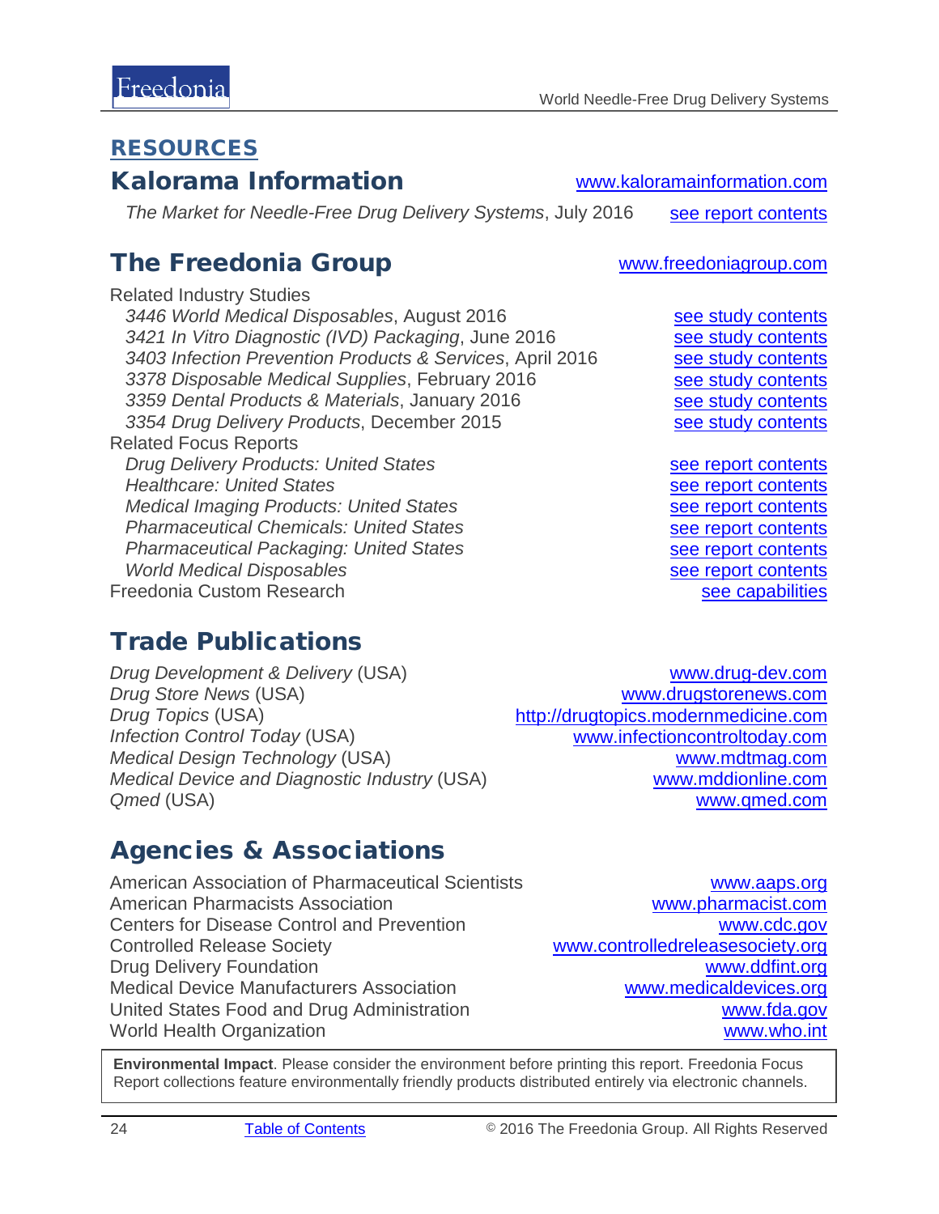# RESOURCES

## Kalorama Information

www.kaloramainformation.com

*The Market for Needle-Free Drug Delivery Systems*, July 2016 — see report contents

## The Freedonia Group

www.freedoniagroup.com

Related Industry Studies

- *3446 World Medical Disposables*, August 2016 — see study contents
- *3421 In Vitro Diagnostic (IVD) Packaging*, June 2016 — see study contents
- *3403 Infection Prevention Products & Services*, April 2016 — see study contents
- *3378 Disposable Medical Supplies*, February 2016 — see study contents
- *3359 Dental Products & Materials*, January 2016 — see study contents
- *3354 Drug Delivery Products*, December 2015 — see study contents

Related Focus Reports

- *Drug Delivery Products: United States* — see report contents
- *Healthcare: United States* — see report contents
- *Medical Imaging Products: United States* — see report contents
- *Pharmaceutical Chemicals: United States* — see report contents
- *Pharmaceutical Packaging: United States* — see report contents
- *World Medical Disposables* — see report contents

Freedonia Custom Research — see capabilities

## Trade Publications

| | |
|---|---|
| *Drug Development & Delivery* (USA) | www.drug-dev.com |
| *Drug Store News* (USA) | www.drugstorenews.com |
| *Drug Topics* (USA) | http://drugtopics.modernmedicine.com |
| *Infection Control Today* (USA) | www.infectioncontroltoday.com |
| *Medical Design Technology* (USA) | www.mdtmag.com |
| *Medical Device and Diagnostic Industry* (USA) | www.mddionline.com |
| *Qmed* (USA) | www.qmed.com |

## Agencies & Associations

| | |
|---|---|
| American Association of Pharmaceutical Scientists | www.aaps.org |
| American Pharmacists Association | www.pharmacist.com |
| Centers for Disease Control and Prevention | www.cdc.gov |
| Controlled Release Society | www.controlledreleasesociety.org |
| Drug Delivery Foundation | www.ddfint.org |
| Medical Device Manufacturers Association | www.medicaldevices.org |
| United States Food and Drug Administration | www.fda.gov |
| World Health Organization | www.who.int |

**Environmental Impact**. Please consider the environment before printing this report. Freedonia Focus Report collections feature environmentally friendly products distributed entirely via electronic channels.